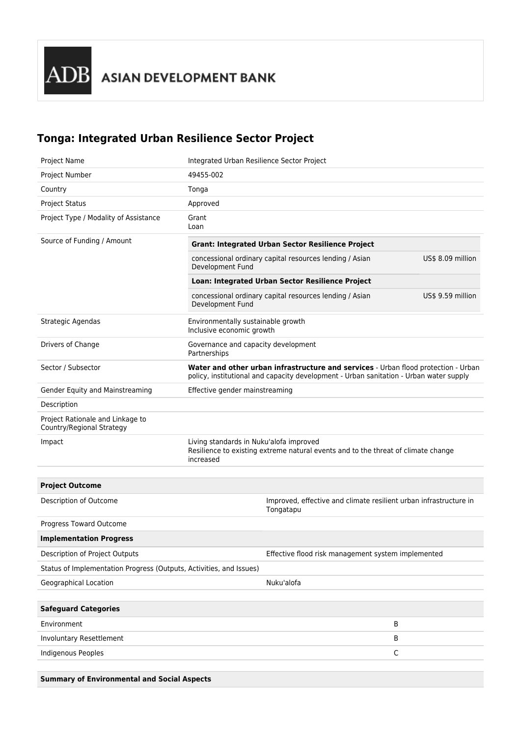ADB ASIAN DEVELOPMENT BANK

# Tonga: Integrated Urban Resilience Sector Project

| | |
|---|---|
| Project Name | Integrated Urban Resilience Sector Project |
| Project Number | 49455-002 |
| Country | Tonga |
| Project Status | Approved |
| Project Type / Modality of Assistance | Grant<br>Loan |
| Source of Funding / Amount | **Grant: Integrated Urban Sector Resilience Project**<br>concessional ordinary capital resources lending / Asian Development Fund — US$ 8.09 million<br>**Loan: Integrated Urban Sector Resilience Project**<br>concessional ordinary capital resources lending / Asian Development Fund — US$ 9.59 million |
| Strategic Agendas | Environmentally sustainable growth<br>Inclusive economic growth |
| Drivers of Change | Governance and capacity development<br>Partnerships |
| Sector / Subsector | **Water and other urban infrastructure and services** - Urban flood protection - Urban policy, institutional and capacity development - Urban sanitation - Urban water supply |
| Gender Equity and Mainstreaming | Effective gender mainstreaming |
| Description | |
| Project Rationale and Linkage to Country/Regional Strategy | |
| Impact | Living standards in Nuku'alofa improved<br>Resilience to existing extreme natural events and to the threat of climate change increased |

| **Project Outcome** | |
|---|---|
| Description of Outcome | Improved, effective and climate resilient urban infrastructure in Tongatapu |
| Progress Toward Outcome | |
| **Implementation Progress** | |
| Description of Project Outputs | Effective flood risk management system implemented |
| Status of Implementation Progress (Outputs, Activities, and Issues) | |
| Geographical Location | Nuku'alofa |

| **Safeguard Categories** | |
|---|---|
| Environment | B |
| Involuntary Resettlement | B |
| Indigenous Peoples | C |

| **Summary of Environmental and Social Aspects** |
|---|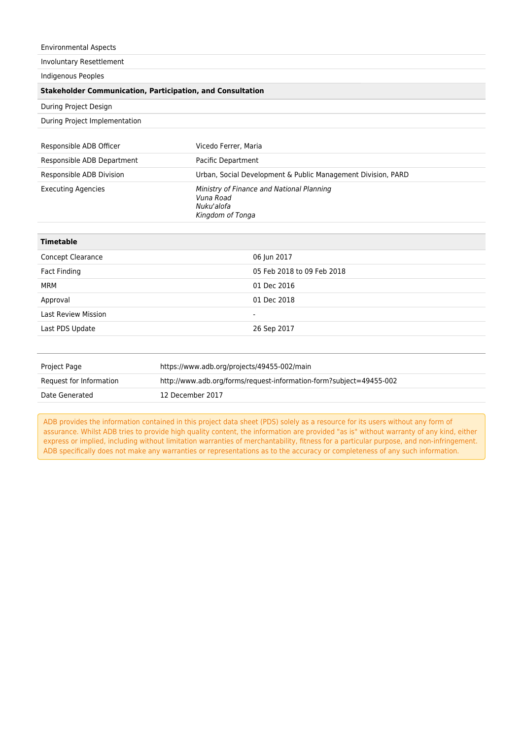| | |
|---|---|
| Environmental Aspects | |
| Involuntary Resettlement | |
| Indigenous Peoples | |
| **Stakeholder Communication, Participation, and Consultation** | |
| During Project Design | |
| During Project Implementation | |

| | |
|---|---|
| Responsible ADB Officer | Vicedo Ferrer, Maria |
| Responsible ADB Department | Pacific Department |
| Responsible ADB Division | Urban, Social Development & Public Management Division, PARD |
| Executing Agencies | *Ministry of Finance and National Planning*<br>*Vuna Road*<br>*Nuku'alofa*<br>*Kingdom of Tonga* |

| **Timetable** | |
|---|---|
| Concept Clearance | 06 Jun 2017 |
| Fact Finding | 05 Feb 2018 to 09 Feb 2018 |
| MRM | 01 Dec 2016 |
| Approval | 01 Dec 2018 |
| Last Review Mission | - |
| Last PDS Update | 26 Sep 2017 |

| | |
|---|---|
| Project Page | https://www.adb.org/projects/49455-002/main |
| Request for Information | http://www.adb.org/forms/request-information-form?subject=49455-002 |
| Date Generated | 12 December 2017 |

ADB provides the information contained in this project data sheet (PDS) solely as a resource for its users without any form of assurance. Whilst ADB tries to provide high quality content, the information are provided "as is" without warranty of any kind, either express or implied, including without limitation warranties of merchantability, fitness for a particular purpose, and non-infringement. ADB specifically does not make any warranties or representations as to the accuracy or completeness of any such information.